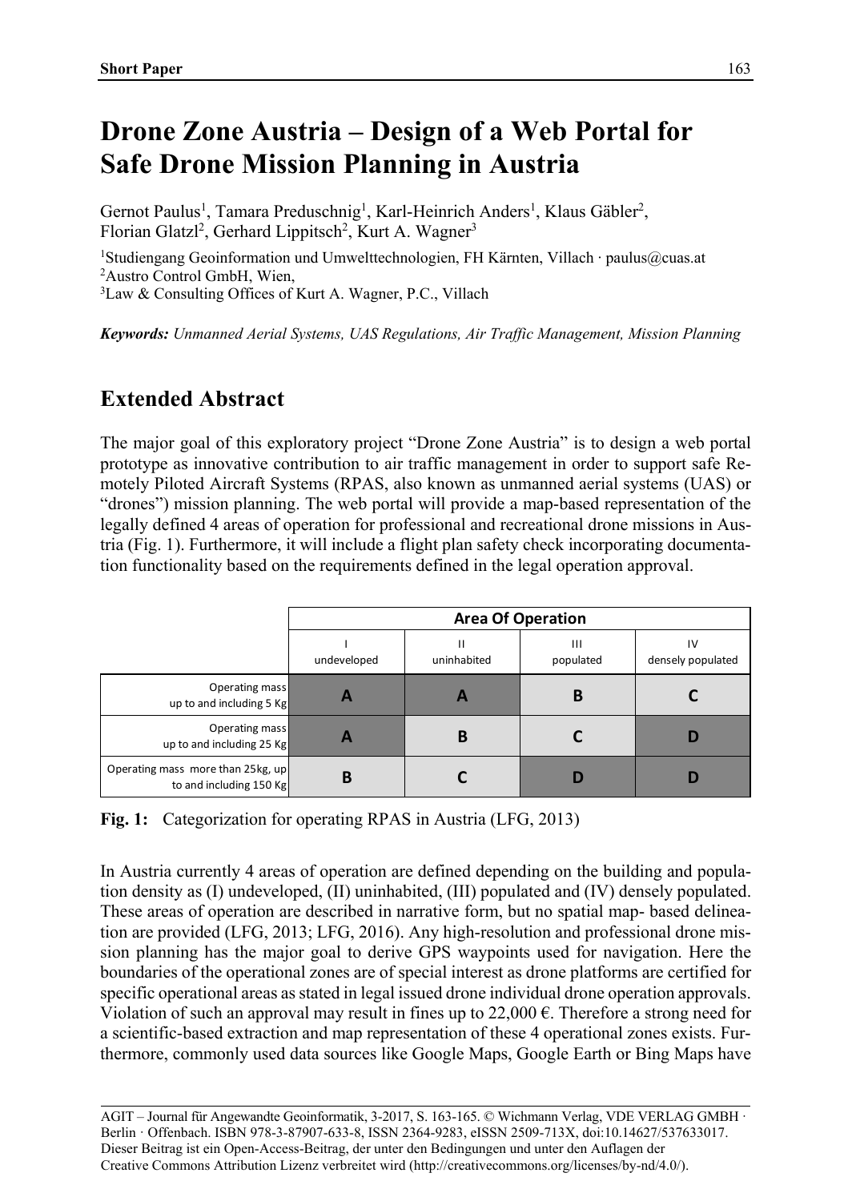# Drone Zone Austria – Design of a Web Portal for Safe Drone Mission Planning in Austria

Gernot Paulus[1], Tamara Preduschnig[1], Karl-Heinrich Anders[1], Klaus Gäbler[2], Florian Glatzl[2], Gerhard Lippitsch[2], Kurt A. Wagner[3]

[1]Studiengang Geoinformation und Umwelttechnologien, FH Kärnten, Villach · paulus@cuas.at
[2]Austro Control GmbH, Wien,
[3]Law & Consulting Offices of Kurt A. Wagner, P.C., Villach

***Keywords:*** *Unmanned Aerial Systems, UAS Regulations, Air Traffic Management, Mission Planning*

## Extended Abstract

The major goal of this exploratory project "Drone Zone Austria" is to design a web portal prototype as innovative contribution to air traffic management in order to support safe Remotely Piloted Aircraft Systems (RPAS, also known as unmanned aerial systems (UAS) or "drones") mission planning. The web portal will provide a map-based representation of the legally defined 4 areas of operation for professional and recreational drone missions in Austria (Fig. 1). Furthermore, it will include a flight plan safety check incorporating documentation functionality based on the requirements defined in the legal operation approval.

| | Area Of Operation | | | |
|---|---|---|---|---|
| | I undeveloped | II uninhabited | III populated | IV densely populated |
| Operating mass up to and including 5 Kg | **A** | **A** | **B** | **C** |
| Operating mass up to and including 25 Kg | **A** | **B** | **C** | **D** |
| Operating mass more than 25kg, up to and including 150 Kg | **B** | **C** | **D** | **D** |

**Fig. 1:** Categorization for operating RPAS in Austria (LFG, 2013)

In Austria currently 4 areas of operation are defined depending on the building and population density as (I) undeveloped, (II) uninhabited, (III) populated and (IV) densely populated. These areas of operation are described in narrative form, but no spatial map- based delineation are provided (LFG, 2013; LFG, 2016). Any high-resolution and professional drone mission planning has the major goal to derive GPS waypoints used for navigation. Here the boundaries of the operational zones are of special interest as drone platforms are certified for specific operational areas as stated in legal issued drone individual drone operation approvals. Violation of such an approval may result in fines up to 22,000 €. Therefore a strong need for a scientific-based extraction and map representation of these 4 operational zones exists. Furthermore, commonly used data sources like Google Maps, Google Earth or Bing Maps have

AGIT – Journal für Angewandte Geoinformatik, 3-2017, S. 163-165. © Wichmann Verlag, VDE VERLAG GMBH · Berlin · Offenbach. ISBN 978-3-87907-633-8, ISSN 2364-9283, eISSN 2509-713X, doi:10.14627/537633017. Dieser Beitrag ist ein Open-Access-Beitrag, der unter den Bedingungen und unter den Auflagen der Creative Commons Attribution Lizenz verbreitet wird (http://creativecommons.org/licenses/by-nd/4.0/).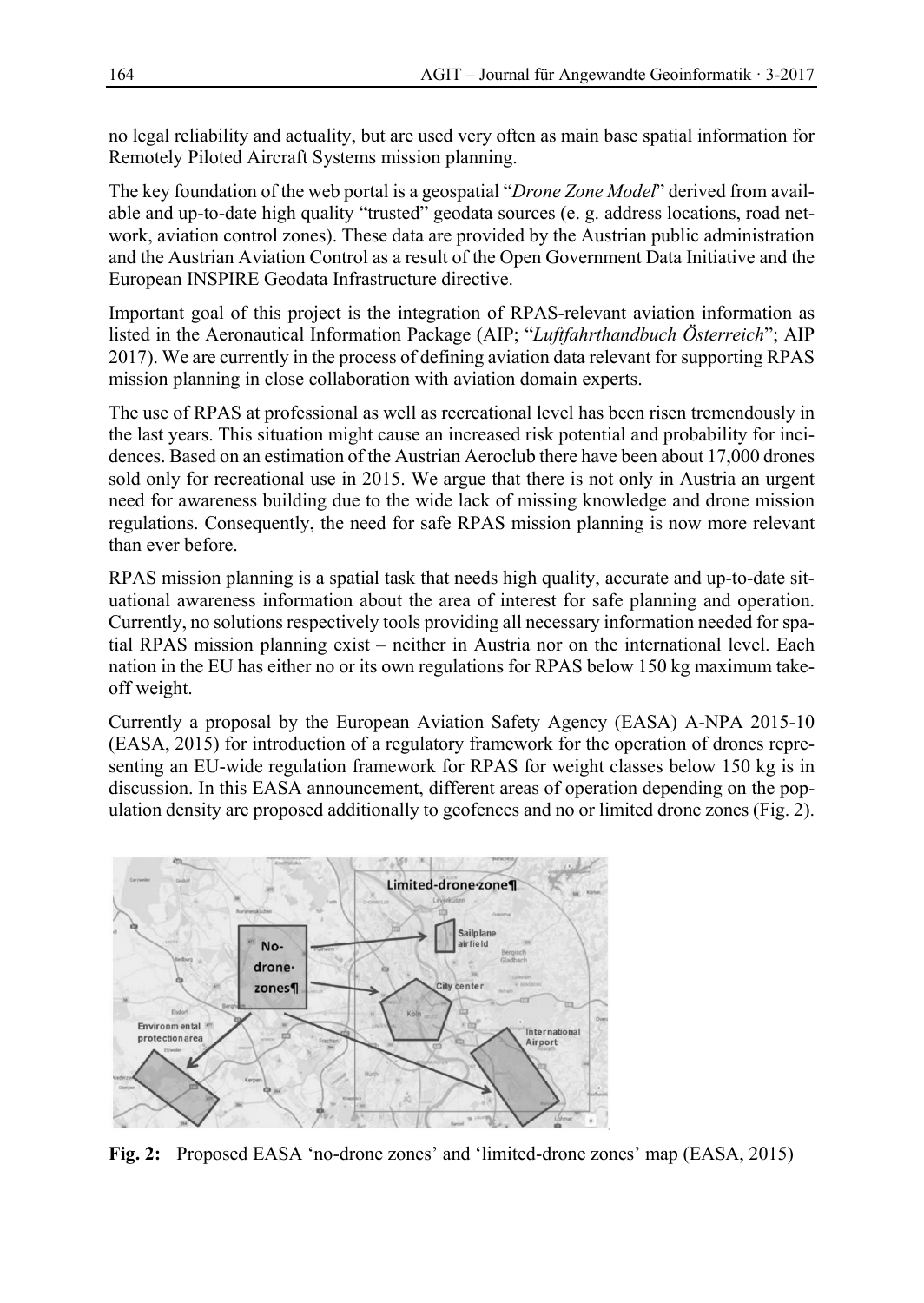no legal reliability and actuality, but are used very often as main base spatial information for Remotely Piloted Aircraft Systems mission planning.

The key foundation of the web portal is a geospatial "*Drone Zone Model*" derived from available and up-to-date high quality "trusted" geodata sources (e. g. address locations, road network, aviation control zones). These data are provided by the Austrian public administration and the Austrian Aviation Control as a result of the Open Government Data Initiative and the European INSPIRE Geodata Infrastructure directive.

Important goal of this project is the integration of RPAS-relevant aviation information as listed in the Aeronautical Information Package (AIP; "*Luftfahrthandbuch Österreich*"; AIP 2017). We are currently in the process of defining aviation data relevant for supporting RPAS mission planning in close collaboration with aviation domain experts.

The use of RPAS at professional as well as recreational level has been risen tremendously in the last years. This situation might cause an increased risk potential and probability for incidences. Based on an estimation of the Austrian Aeroclub there have been about 17,000 drones sold only for recreational use in 2015. We argue that there is not only in Austria an urgent need for awareness building due to the wide lack of missing knowledge and drone mission regulations. Consequently, the need for safe RPAS mission planning is now more relevant than ever before.

RPAS mission planning is a spatial task that needs high quality, accurate and up-to-date situational awareness information about the area of interest for safe planning and operation. Currently, no solutions respectively tools providing all necessary information needed for spatial RPAS mission planning exist – neither in Austria nor on the international level. Each nation in the EU has either no or its own regulations for RPAS below 150 kg maximum takeoff weight.

Currently a proposal by the European Aviation Safety Agency (EASA) A-NPA 2015-10 (EASA, 2015) for introduction of a regulatory framework for the operation of drones representing an EU-wide regulation framework for RPAS for weight classes below 150 kg is in discussion. In this EASA announcement, different areas of operation depending on the population density are proposed additionally to geofences and no or limited drone zones (Fig. 2).

**Fig. 2:** Proposed EASA 'no-drone zones' and 'limited-drone zones' map (EASA, 2015)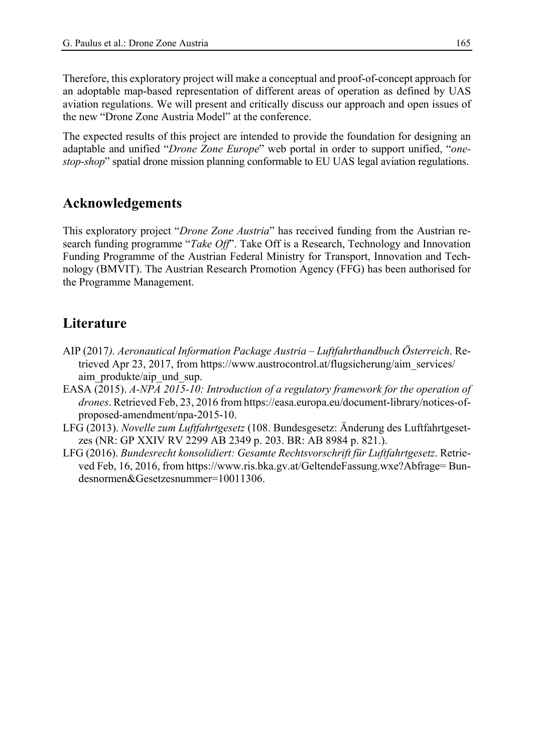Therefore, this exploratory project will make a conceptual and proof-of-concept approach for an adoptable map-based representation of different areas of operation as defined by UAS aviation regulations. We will present and critically discuss our approach and open issues of the new "Drone Zone Austria Model" at the conference.

The expected results of this project are intended to provide the foundation for designing an adaptable and unified "*Drone Zone Europe*" web portal in order to support unified, "*one-stop-shop*" spatial drone mission planning conformable to EU UAS legal aviation regulations.

## Acknowledgements

This exploratory project "*Drone Zone Austria*" has received funding from the Austrian research funding programme "*Take Off*". Take Off is a Research, Technology and Innovation Funding Programme of the Austrian Federal Ministry for Transport, Innovation and Technology (BMVIT). The Austrian Research Promotion Agency (FFG) has been authorised for the Programme Management.

## Literature

AIP (2017*). Aeronautical Information Package Austria – Luftfahrthandbuch Österreich*. Retrieved Apr 23, 2017, from https://www.austrocontrol.at/flugsicherung/aim_services/aim_produkte/aip_und_sup.

EASA (2015). *A-NPA 2015-10: Introduction of a regulatory framework for the operation of drones*. Retrieved Feb, 23, 2016 from https://easa.europa.eu/document-library/notices-of-proposed-amendment/npa-2015-10.

LFG (2013). *Novelle zum Luftfahrtgesetz* (108. Bundesgesetz: Änderung des Luftfahrtgesetzes (NR: GP XXIV RV 2299 AB 2349 p. 203. BR: AB 8984 p. 821.).

LFG (2016). *Bundesrecht konsolidiert: Gesamte Rechtsvorschrift für Luftfahrtgesetz*. Retrieved Feb, 16, 2016, from https://www.ris.bka.gv.at/GeltendeFassung.wxe?Abfrage= Bundesnormen&Gesetzesnummer=10011306.